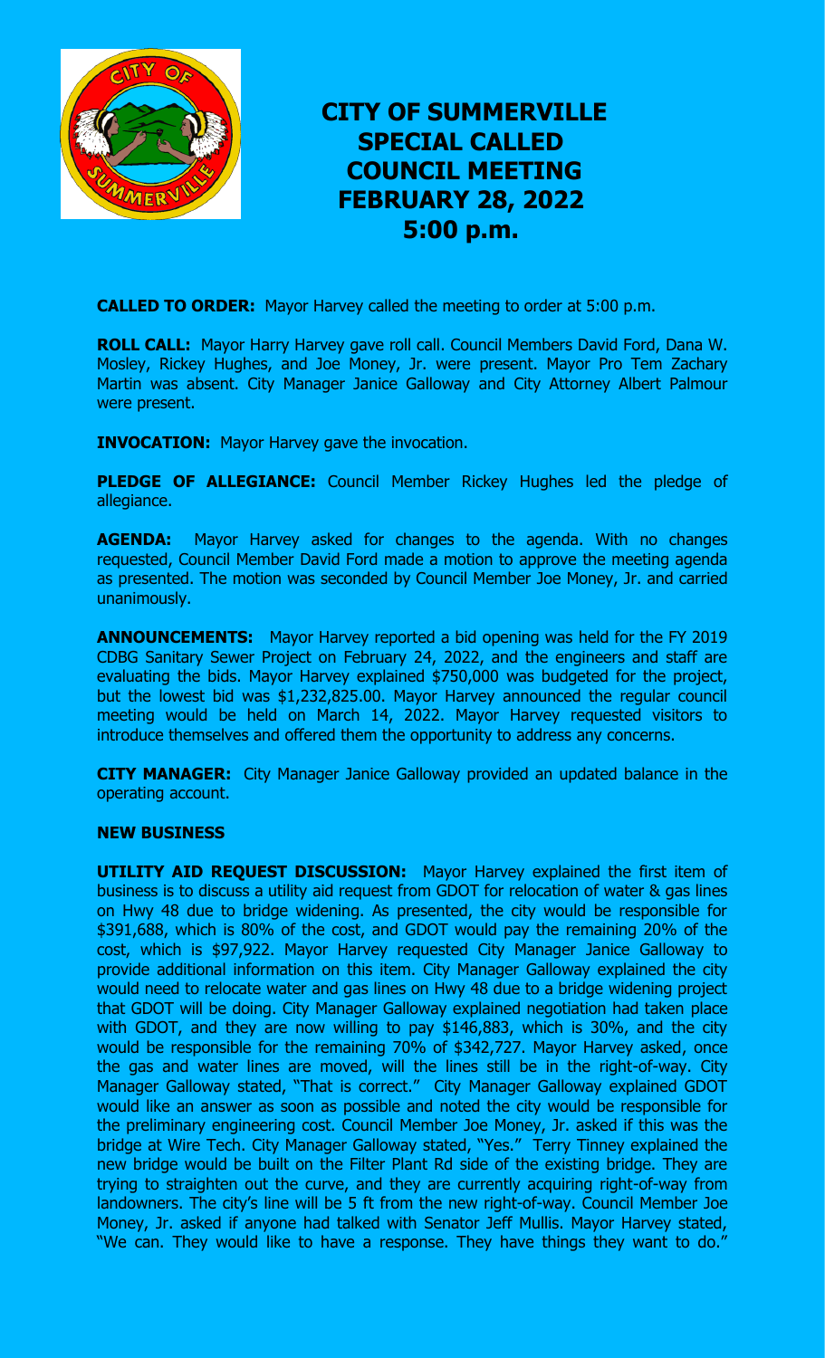# CITY OF SUMMERVILLE SPECIAL CALLED COUNCIL MEETING FEBRUARY 28, 2022 5:00 p.m.

**CALLED TO ORDER:** Mayor Harvey called the meeting to order at 5:00 p.m.

**ROLL CALL:** Mayor Harry Harvey gave roll call. Council Members David Ford, Dana W. Mosley, Rickey Hughes, and Joe Money, Jr. were present. Mayor Pro Tem Zachary Martin was absent. City Manager Janice Galloway and City Attorney Albert Palmour were present.

**INVOCATION:** Mayor Harvey gave the invocation.

**PLEDGE OF ALLEGIANCE:** Council Member Rickey Hughes led the pledge of allegiance.

**AGENDA:** Mayor Harvey asked for changes to the agenda. With no changes requested, Council Member David Ford made a motion to approve the meeting agenda as presented. The motion was seconded by Council Member Joe Money, Jr. and carried unanimously.

**ANNOUNCEMENTS:** Mayor Harvey reported a bid opening was held for the FY 2019 CDBG Sanitary Sewer Project on February 24, 2022, and the engineers and staff are evaluating the bids. Mayor Harvey explained $750,000 was budgeted for the project, but the lowest bid was $1,232,825.00. Mayor Harvey announced the regular council meeting would be held on March 14, 2022. Mayor Harvey requested visitors to introduce themselves and offered them the opportunity to address any concerns.

**CITY MANAGER:** City Manager Janice Galloway provided an updated balance in the operating account.

**NEW BUSINESS**

**UTILITY AID REQUEST DISCUSSION:** Mayor Harvey explained the first item of business is to discuss a utility aid request from GDOT for relocation of water & gas lines on Hwy 48 due to bridge widening. As presented, the city would be responsible for $391,688, which is 80% of the cost, and GDOT would pay the remaining 20% of the cost, which is $97,922. Mayor Harvey requested City Manager Janice Galloway to provide additional information on this item. City Manager Galloway explained the city would need to relocate water and gas lines on Hwy 48 due to a bridge widening project that GDOT will be doing. City Manager Galloway explained negotiation had taken place with GDOT, and they are now willing to pay $146,883, which is 30%, and the city would be responsible for the remaining 70% of $342,727. Mayor Harvey asked, once the gas and water lines are moved, will the lines still be in the right-of-way. City Manager Galloway stated, "That is correct." City Manager Galloway explained GDOT would like an answer as soon as possible and noted the city would be responsible for the preliminary engineering cost. Council Member Joe Money, Jr. asked if this was the bridge at Wire Tech. City Manager Galloway stated, "Yes." Terry Tinney explained the new bridge would be built on the Filter Plant Rd side of the existing bridge. They are trying to straighten out the curve, and they are currently acquiring right-of-way from landowners. The city's line will be 5 ft from the new right-of-way. Council Member Joe Money, Jr. asked if anyone had talked with Senator Jeff Mullis. Mayor Harvey stated, "We can. They would like to have a response. They have things they want to do."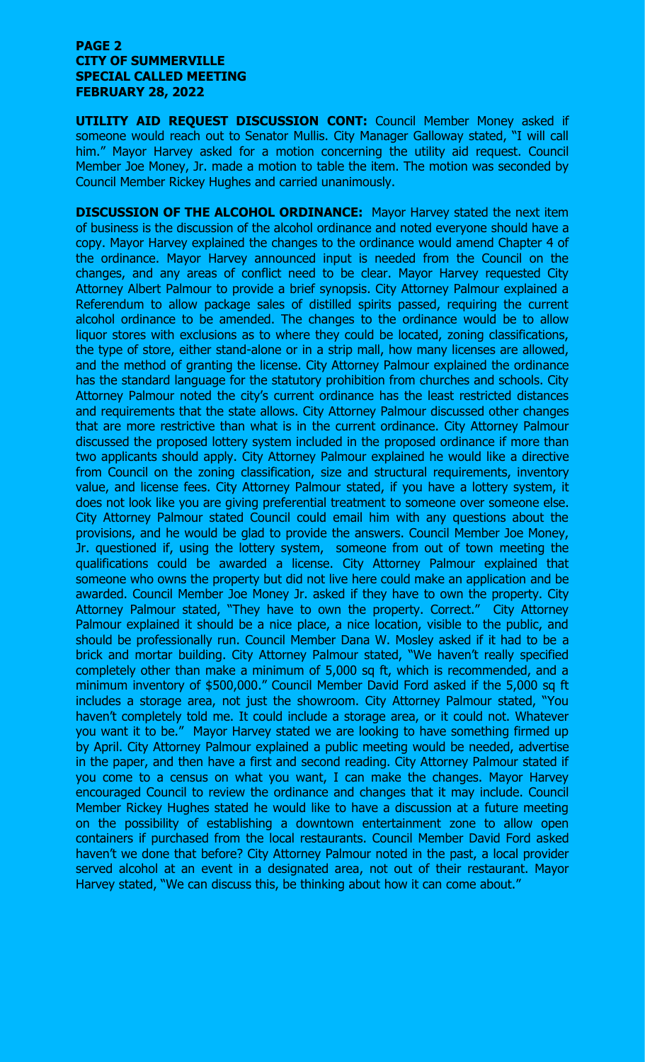**UTILITY AID REQUEST DISCUSSION CONT:** Council Member Money asked if someone would reach out to Senator Mullis. City Manager Galloway stated, "I will call him." Mayor Harvey asked for a motion concerning the utility aid request. Council Member Joe Money, Jr. made a motion to table the item. The motion was seconded by Council Member Rickey Hughes and carried unanimously.

**DISCUSSION OF THE ALCOHOL ORDINANCE:** Mayor Harvey stated the next item of business is the discussion of the alcohol ordinance and noted everyone should have a copy. Mayor Harvey explained the changes to the ordinance would amend Chapter 4 of the ordinance. Mayor Harvey announced input is needed from the Council on the changes, and any areas of conflict need to be clear. Mayor Harvey requested City Attorney Albert Palmour to provide a brief synopsis. City Attorney Palmour explained a Referendum to allow package sales of distilled spirits passed, requiring the current alcohol ordinance to be amended. The changes to the ordinance would be to allow liquor stores with exclusions as to where they could be located, zoning classifications, the type of store, either stand-alone or in a strip mall, how many licenses are allowed, and the method of granting the license. City Attorney Palmour explained the ordinance has the standard language for the statutory prohibition from churches and schools. City Attorney Palmour noted the city's current ordinance has the least restricted distances and requirements that the state allows. City Attorney Palmour discussed other changes that are more restrictive than what is in the current ordinance. City Attorney Palmour discussed the proposed lottery system included in the proposed ordinance if more than two applicants should apply. City Attorney Palmour explained he would like a directive from Council on the zoning classification, size and structural requirements, inventory value, and license fees. City Attorney Palmour stated, if you have a lottery system, it does not look like you are giving preferential treatment to someone over someone else. City Attorney Palmour stated Council could email him with any questions about the provisions, and he would be glad to provide the answers. Council Member Joe Money, Jr. questioned if, using the lottery system, someone from out of town meeting the qualifications could be awarded a license. City Attorney Palmour explained that someone who owns the property but did not live here could make an application and be awarded. Council Member Joe Money Jr. asked if they have to own the property. City Attorney Palmour stated, "They have to own the property. Correct." City Attorney Palmour explained it should be a nice place, a nice location, visible to the public, and should be professionally run. Council Member Dana W. Mosley asked if it had to be a brick and mortar building. City Attorney Palmour stated, "We haven't really specified completely other than make a minimum of 5,000 sq ft, which is recommended, and a minimum inventory of $500,000." Council Member David Ford asked if the 5,000 sq ft includes a storage area, not just the showroom. City Attorney Palmour stated, "You haven't completely told me. It could include a storage area, or it could not. Whatever you want it to be." Mayor Harvey stated we are looking to have something firmed up by April. City Attorney Palmour explained a public meeting would be needed, advertise in the paper, and then have a first and second reading. City Attorney Palmour stated if you come to a census on what you want, I can make the changes. Mayor Harvey encouraged Council to review the ordinance and changes that it may include. Council Member Rickey Hughes stated he would like to have a discussion at a future meeting on the possibility of establishing a downtown entertainment zone to allow open containers if purchased from the local restaurants. Council Member David Ford asked haven't we done that before? City Attorney Palmour noted in the past, a local provider served alcohol at an event in a designated area, not out of their restaurant. Mayor Harvey stated, "We can discuss this, be thinking about how it can come about."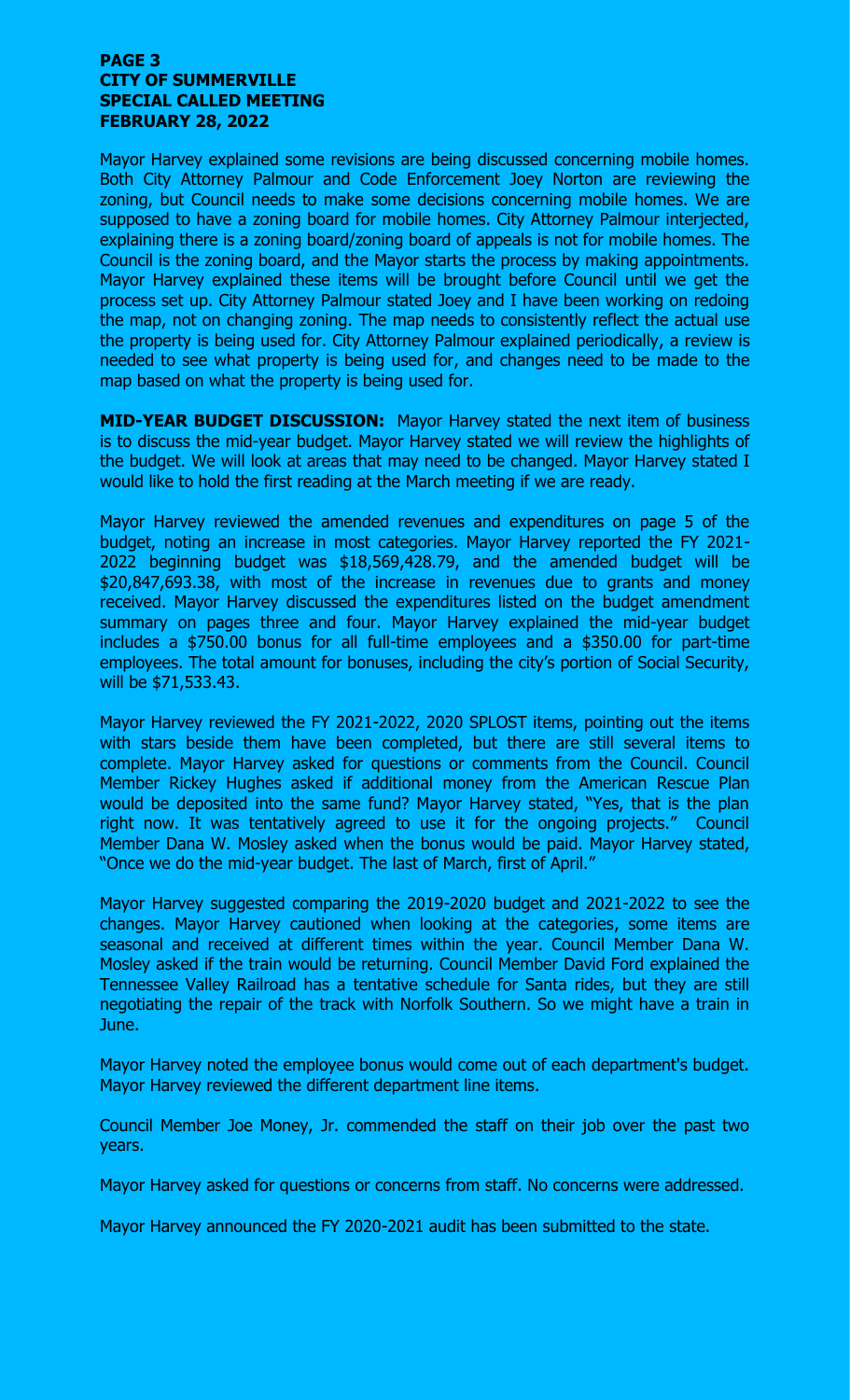Mayor Harvey explained some revisions are being discussed concerning mobile homes. Both City Attorney Palmour and Code Enforcement Joey Norton are reviewing the zoning, but Council needs to make some decisions concerning mobile homes. We are supposed to have a zoning board for mobile homes. City Attorney Palmour interjected, explaining there is a zoning board/zoning board of appeals is not for mobile homes. The Council is the zoning board, and the Mayor starts the process by making appointments. Mayor Harvey explained these items will be brought before Council until we get the process set up. City Attorney Palmour stated Joey and I have been working on redoing the map, not on changing zoning. The map needs to consistently reflect the actual use the property is being used for. City Attorney Palmour explained periodically, a review is needed to see what property is being used for, and changes need to be made to the map based on what the property is being used for.

**MID-YEAR BUDGET DISCUSSION:** Mayor Harvey stated the next item of business is to discuss the mid-year budget. Mayor Harvey stated we will review the highlights of the budget. We will look at areas that may need to be changed. Mayor Harvey stated I would like to hold the first reading at the March meeting if we are ready.

Mayor Harvey reviewed the amended revenues and expenditures on page 5 of the budget, noting an increase in most categories. Mayor Harvey reported the FY 2021-2022 beginning budget was $18,569,428.79, and the amended budget will be $20,847,693.38, with most of the increase in revenues due to grants and money received. Mayor Harvey discussed the expenditures listed on the budget amendment summary on pages three and four. Mayor Harvey explained the mid-year budget includes a $750.00 bonus for all full-time employees and a $350.00 for part-time employees. The total amount for bonuses, including the city's portion of Social Security, will be $71,533.43.

Mayor Harvey reviewed the FY 2021-2022, 2020 SPLOST items, pointing out the items with stars beside them have been completed, but there are still several items to complete. Mayor Harvey asked for questions or comments from the Council. Council Member Rickey Hughes asked if additional money from the American Rescue Plan would be deposited into the same fund? Mayor Harvey stated, "Yes, that is the plan right now. It was tentatively agreed to use it for the ongoing projects." Council Member Dana W. Mosley asked when the bonus would be paid. Mayor Harvey stated, "Once we do the mid-year budget. The last of March, first of April."

Mayor Harvey suggested comparing the 2019-2020 budget and 2021-2022 to see the changes. Mayor Harvey cautioned when looking at the categories, some items are seasonal and received at different times within the year. Council Member Dana W. Mosley asked if the train would be returning. Council Member David Ford explained the Tennessee Valley Railroad has a tentative schedule for Santa rides, but they are still negotiating the repair of the track with Norfolk Southern. So we might have a train in June.

Mayor Harvey noted the employee bonus would come out of each department's budget. Mayor Harvey reviewed the different department line items.

Council Member Joe Money, Jr. commended the staff on their job over the past two years.

Mayor Harvey asked for questions or concerns from staff. No concerns were addressed.

Mayor Harvey announced the FY 2020-2021 audit has been submitted to the state.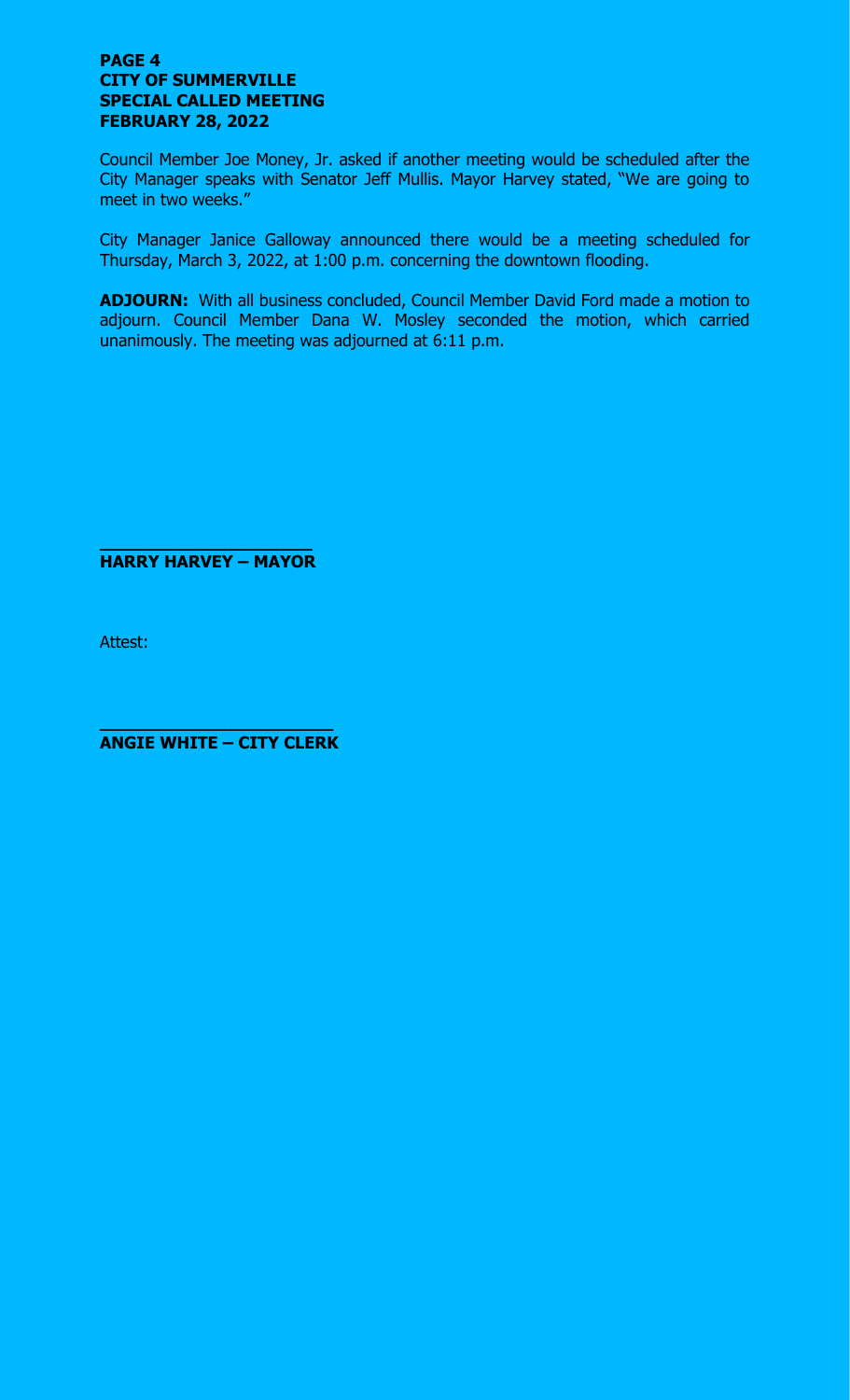Council Member Joe Money, Jr. asked if another meeting would be scheduled after the City Manager speaks with Senator Jeff Mullis. Mayor Harvey stated, "We are going to meet in two weeks."

City Manager Janice Galloway announced there would be a meeting scheduled for Thursday, March 3, 2022, at 1:00 p.m. concerning the downtown flooding.

**ADJOURN:** With all business concluded, Council Member David Ford made a motion to adjourn. Council Member Dana W. Mosley seconded the motion, which carried unanimously. The meeting was adjourned at 6:11 p.m.

______________________
**HARRY HARVEY – MAYOR**

Attest:

________________________
**ANGIE WHITE – CITY CLERK**